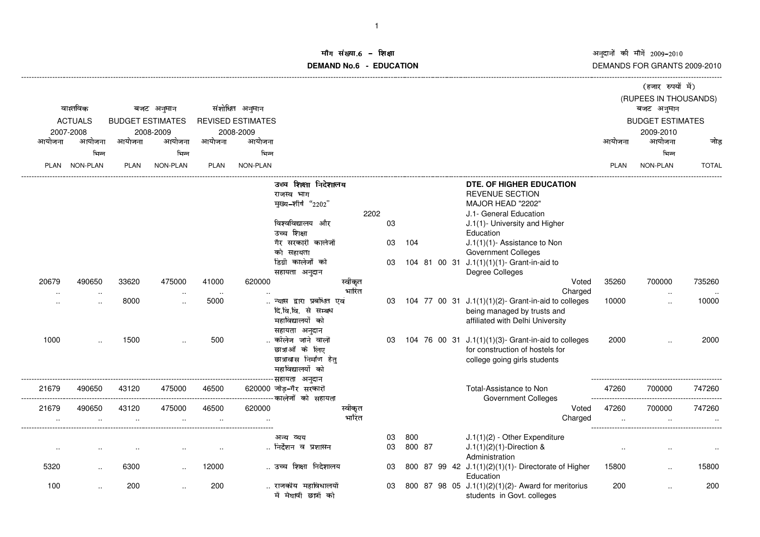# मॉंग संख्या.6 - शिक्षा

# DEMAND No.6 - EDUCATION

अनुदानों की मॉंगें 2009-2010

DEMANDS FOR GRANTS 2009-2010

(हजार रुपयों में)
(RUPEES IN THOUSANDS)

| वास्तविक ACTUALS 2007-2008 | | बजट अनुमान BUDGET ESTIMATES 2008-2009 | | संशोधित अनुमान REVISED ESTIMATES 2008-2009 | | | | | बजट अनुमान BUDGET ESTIMATES 2009-2010 | | |
|---|---|---|---|---|---|---|---|---|---|---|---|
| आयोजना PLAN | आयोजना भिन्न NON-PLAN | आयोजना PLAN | आयोजना भिन्न NON-PLAN | आयोजना PLAN | आयोजना भिन्न NON-PLAN | | | | आयोजना PLAN | आयोजना भिन्न NON-PLAN | जोड़ TOTAL |
| | | | | | | उच्च शिक्षा निदेशालय राजस्व भाग मुख्य-शीर्ष "2202" | | DTE. OF HIGHER EDUCATION REVENUE SECTION MAJOR HEAD "2202" | | | |
| | | | | | | | 2202 | J.1- General Education | | | |
| | | | | | | विश्वविद्यालय और उच्च शिक्षा | 03 | J.1(1)- University and Higher Education | | | |
| | | | | | | गैर सरकारी कालेजों को सहायता | 03 104 | J.1(1)(1)- Assistance to Non Government Colleges | | | |
| | | | | | | डिग्री कालेजों को सहायता अनुदान | 03 104 81 00 31 | J.1(1)(1)(1)- Grant-in-aid to Degree Colleges | | | |
| 20679 | 490650 | 33620 | 475000 | 41000 | 620000 | स्वीकृत | | Voted | 35260 | 700000 | 735260 |
| .. | .. | .. | .. | .. | .. | भारित | | Charged | .. | .. | .. |
| .. | .. | 8000 | .. | 5000 | .. | न्यास द्वारा प्रबंधित एवं दि.वि.वि. से सम्बध महाविद्यालयों को सहायता अनुदान | 03 104 77 00 31 | J.1(1)(1)(2)- Grant-in-aid to colleges being managed by trusts and affiliated with Delhi University | 10000 | .. | 10000 |
| 1000 | .. | 1500 | .. | 500 | .. | कॉलेज जाने वाली छात्राओं के लिए छात्रावास निर्माण हेतु महाविद्यालयों को सहायता अनुदान | 03 104 76 00 31 | J.1(1)(1)(3)- Grant-in-aid to colleges for construction of hostels for college going girls students | 2000 | .. | 2000 |
| 21679 | 490650 | 43120 | 475000 | 46500 | 620000 | जोड़-गैर सरकारी कालेजों को सहायता | | Total-Assistance to Non Government Colleges | 47260 | 700000 | 747260 |
| 21679 | 490650 | 43120 | 475000 | 46500 | 620000 | स्वीकृत | | Voted | 47260 | 700000 | 747260 |
| .. | .. | .. | .. | .. | .. | भारित | | Charged | .. | .. | .. |
| | | | | | | अन्य व्यय | 03 800 | J.1(1)(2) - Other Expenditure | | | |
| .. | .. | .. | .. | .. | .. | निर्देशन व प्रशासन | 03 800 87 | J.1(1)(2)(1)-Direction & Administration | .. | .. | .. |
| 5320 | .. | 6300 | .. | 12000 | .. | उच्च शिक्षा निदेशालय | 03 800 87 99 42 | J.1(1)(2)(1)(1)- Directorate of Higher Education | 15800 | .. | 15800 |
| 100 | .. | 200 | .. | 200 | .. | राजकीय महाविधालयों में मेघावी छात्रों को | 03 800 87 98 05 | J.1(1)(2)(1)(2)- Award for meritorius students in Govt. colleges | 200 | .. | 200 |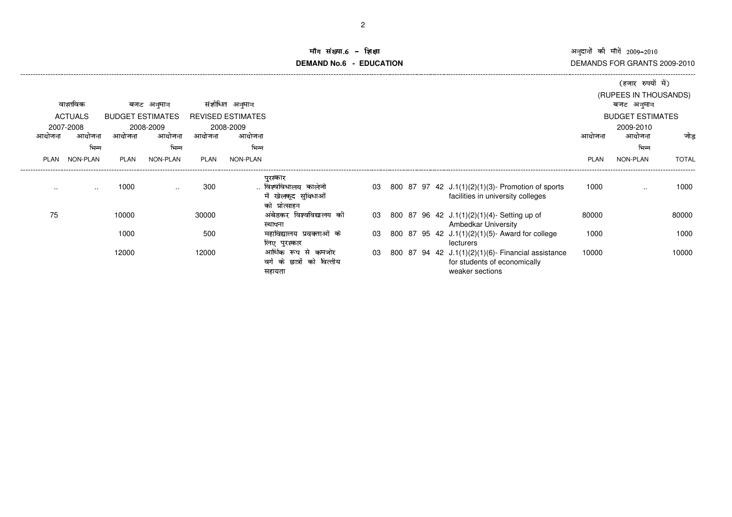# माँग संख्या.6 - शिक्षा

## DEMAND No.6 - EDUCATION

अनुदानों की माँगें 2009-2010

DEMANDS FOR GRANTS 2009-2010

(हजार रुपयों में)

(RUPEES IN THOUSANDS)

| वास्तविक ACTUALS 2007-2008 | | बजट अनुमान BUDGET ESTIMATES 2008-2009 | | संशोधित अनुमान REVISED ESTIMATES 2008-2009 | | | | | | | | | बजट अनुमान BUDGET ESTIMATES 2009-2010 | | |
|---|---|---|---|---|---|---|---|---|---|---|---|---|---|---|---|
| आयोजना PLAN | आयोजना भिन्न NON-PLAN | आयोजना PLAN | आयोजना भिन्न NON-PLAN | आयोजना PLAN | आयोजना भिन्न NON-PLAN | | | | | | | | आयोजना PLAN | आयोजना भिन्न NON-PLAN | जोड़ TOTAL |
| | | | | | | पुरस्कार | | | | | | | | | |
| .. | .. | 1000 | .. | 300 | .. | विश्वविधालय कालेजो में खेलकूद सुविधाओं को प्रोत्साहन | 03 | 800 | 87 | 97 | 42 | J.1(1)(2)(1)(3)- Promotion of sports facilities in university colleges | 1000 | .. | 1000 |
| 75 | | 10000 | | 30000 | | अंबेडकर विश्वविद्यालय की स्थापना | 03 | 800 | 87 | 96 | 42 | J.1(1)(2)(1)(4)- Setting up of Ambedkar University | 80000 | | 80000 |
| | | 1000 | | 500 | | महाविद्यालय प्रवक्ताओं के लिए पुरस्कार | 03 | 800 | 87 | 95 | 42 | J.1(1)(2)(1)(5)- Award for college lecturers | 1000 | | 1000 |
| | | 12000 | | 12000 | | आर्थिक रूप से कमजोर वर्ग के छात्रों को वित्तीय सहायता | 03 | 800 | 87 | 94 | 42 | J.1(1)(2)(1)(6)- Financial assistance for students of economically weaker sections | 10000 | | 10000 |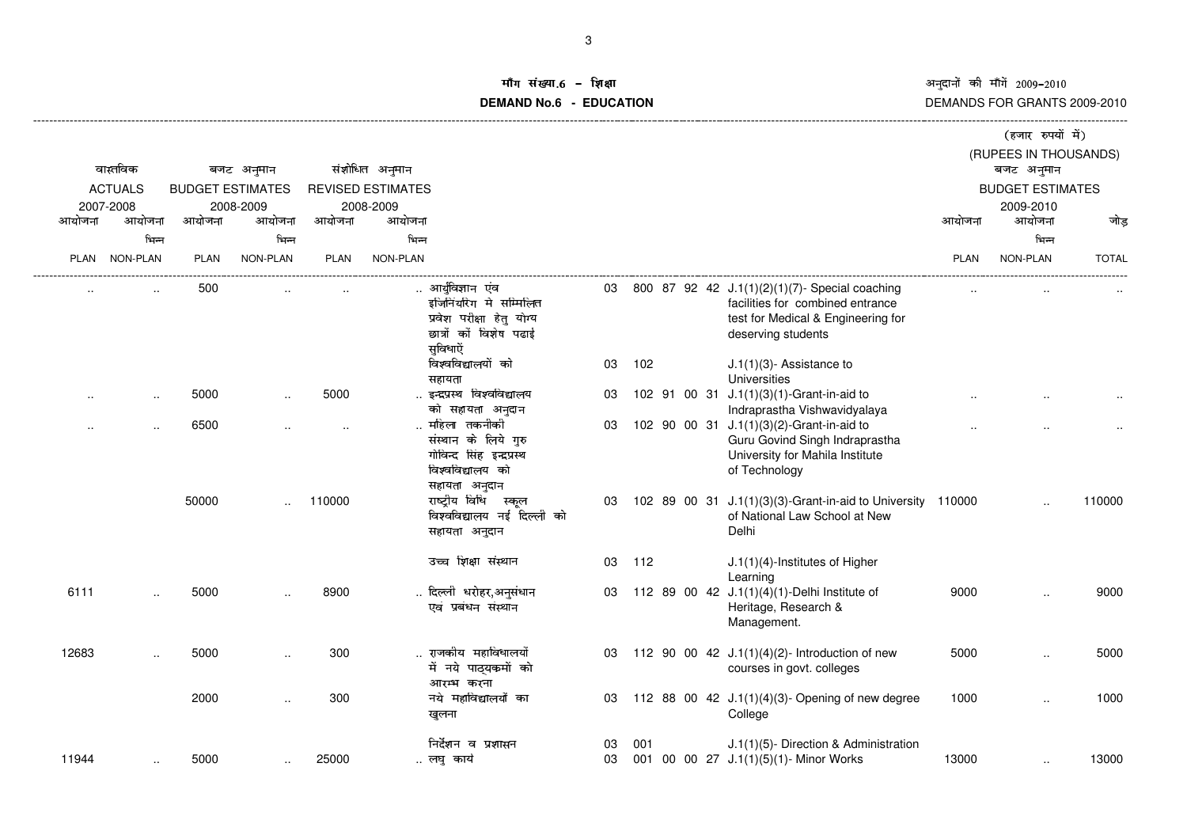# माँग संख्या.6 - शिक्षा

# DEMAND No.6 - EDUCATION

अनुदानों की माँगें 2009-2010

DEMANDS FOR GRANTS 2009-2010

(हजार रुपयों में)

(RUPEES IN THOUSANDS)

| वास्तविक ACTUALS 2007-2008 | | बजट अनुमान BUDGET ESTIMATES 2008-2009 | | संशोधित अनुमान REVISED ESTIMATES 2008-2009 | | | | | बजट अनुमान BUDGET ESTIMATES 2009-2010 | | |
|---|---|---|---|---|---|---|---|---|---|---|---|
| आयोजना PLAN | आयोजना भिन्न NON-PLAN | आयोजना PLAN | आयोजना भिन्न NON-PLAN | आयोजना PLAN | आयोजना भिन्न NON-PLAN | | | | आयोजना PLAN | आयोजना भिन्न NON-PLAN | जोड़ TOTAL |
| .. | .. | 500 | .. | .. | .. | आर्युविज्ञान एंव इजिनियरिंग मे सम्मिलित प्रवेश परीक्षा हेतु योग्य छात्रों कों विशेष पढाई सुविधाऐं | 03 800 87 92 42 | J.1(1)(2)(1)(7)- Special coaching facilities for combined entrance test for Medical & Engineering for deserving students | .. | .. | .. |
| | | | | | | विश्वविद्यालयों को सहायता | 03 102 | J.1(1)(3)- Assistance to Universities | | | |
| .. | .. | 5000 | .. | 5000 | .. | इन्द्रप्रस्थ विश्वविद्यालय को सहायता अनुदान | 03 102 91 00 31 | J.1(1)(3)(1)-Grant-in-aid to Indraprastha Vishwavidyalaya | .. | .. | .. |
| .. | .. | 6500 | .. | .. | .. | महिला तकनीकी संस्थान के लिये गुरु गोविन्द सिंह इन्द्रप्रस्थ विश्वविद्यालय को सहायता अनुदान | 03 102 90 00 31 | J.1(1)(3)(2)-Grant-in-aid to Guru Govind Singh Indraprastha University for Mahila Institute of Technology | .. | .. | .. |
| | | 50000 | .. | 110000 | | राष्ट्रीय विधि स्कूल विश्वविद्यालय नई दिल्ली को सहायता अनुदान | 03 102 89 00 31 | J.1(1)(3)(3)-Grant-in-aid to University of National Law School at New Delhi | 110000 | .. | 110000 |
| | | | | | | उच्च शिक्षा संस्थान | 03 112 | J.1(1)(4)-Institutes of Higher Learning | | | |
| 6111 | .. | 5000 | .. | 8900 | .. | दिल्ली धरोहर,अनुसंधान एवं प्रबंधन संस्थान | 03 112 89 00 42 | J.1(1)(4)(1)-Delhi Institute of Heritage, Research & Management. | 9000 | .. | 9000 |
| 12683 | .. | 5000 | .. | 300 | .. | राजकीय महाविधालयों में नये पाठ्यक्रमों को आरम्भ करना | 03 112 90 00 42 | J.1(1)(4)(2)- Introduction of new courses in govt. colleges | 5000 | .. | 5000 |
| | | 2000 | .. | 300 | | नये महाविद्यालयों का खुलना | 03 112 88 00 42 | J.1(1)(4)(3)- Opening of new degree College | 1000 | .. | 1000 |
| | | | | | | निर्देशन व प्रशासन | 03 001 | J.1(1)(5)- Direction & Administration | | | |
| 11944 | .. | 5000 | .. | 25000 | .. | लघु कार्य | 03 001 00 00 27 | J.1(1)(5)(1)- Minor Works | 13000 | .. | 13000 |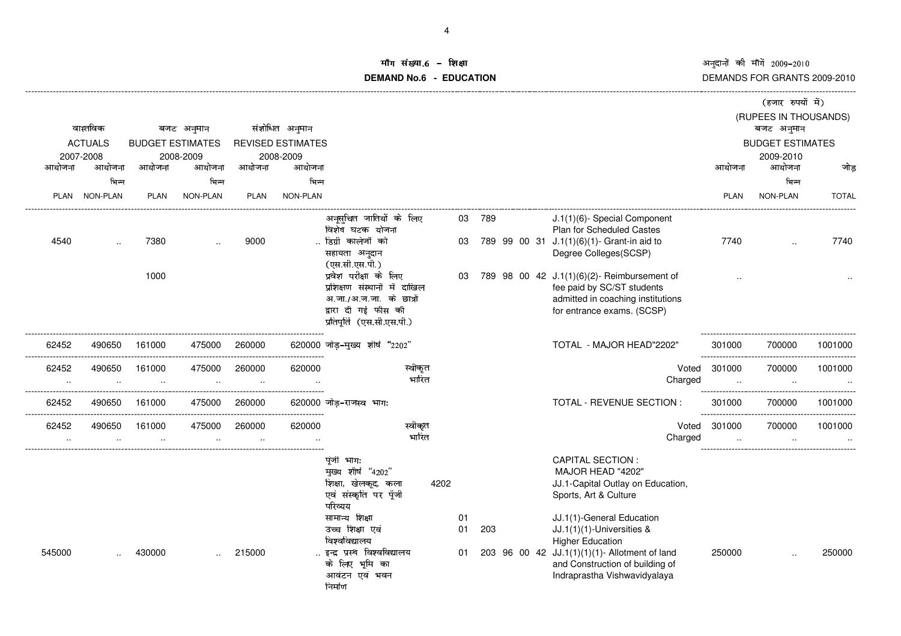# मॉंग संख्या.6 - शिक्षा
# DEMAND No.6 - EDUCATION

अनुदानों की माँगें 2009-2010

DEMANDS FOR GRANTS 2009-2010

(हजार रुपयों में)
(RUPEES IN THOUSANDS)

| वास्तविक ACTUALS 2007-2008 आयोजना PLAN | आयोजना भिन्न NON-PLAN | बजट अनुमान BUDGET ESTIMATES 2008-2009 आयोजना PLAN | आयोजना भिन्न NON-PLAN | संशोधित अनुमान REVISED ESTIMATES 2008-2009 आयोजना PLAN | आयोजना भिन्न NON-PLAN | | | | बजट अनुमान BUDGET ESTIMATES 2009-2010 आयोजना PLAN | आयोजना भिन्न NON-PLAN | जोड़ TOTAL |
|---|---|---|---|---|---|---|---|---|---|---|---|
| | | | | | | अनुसुचित जातियों के लिए विशेष घटक योजना | 03 789 | J.1(1)(6)- Special Component Plan for Scheduled Castes | | | |
| 4540 | .. | 7380 | .. | 9000 | .. | डिग्री कालेजों को सहायता अनुदान (एस.सी.एस.पी.) | 03 789 99 00 31 | J.1(1)(6)(1)- Grant-in aid to Degree Colleges(SCSP) | 7740 | .. | 7740 |
| | | 1000 | | | | प्रवेश परीक्षा के लिए प्रशिक्षण संस्थानों में दाखिल अ.जा./अ.ज.जा. के छात्रों द्वारा दी गई फीस की प्रतिपूर्ति (एस.सी.एस.पी.) | 03 789 98 00 42 | J.1(1)(6)(2)- Reimbursement of fee paid by SC/ST students admitted in coaching institutions for entrance exams. (SCSP) | .. | | .. |
| 62452 | 490650 | 161000 | 475000 | 260000 | 620000 | जोड़-मुख्य शीर्ष "2202" | | TOTAL - MAJOR HEAD"2202" | 301000 | 700000 | 1001000 |
| 62452 | 490650 | 161000 | 475000 | 260000 | 620000 | स्वीकृत | | Voted | 301000 | 700000 | 1001000 |
| .. | .. | .. | .. | .. | .. | भारित | | Charged | .. | .. | .. |
| 62452 | 490650 | 161000 | 475000 | 260000 | 620000 | जोड़-राजस्व भाग: | | TOTAL - REVENUE SECTION : | 301000 | 700000 | 1001000 |
| 62452 | 490650 | 161000 | 475000 | 260000 | 620000 | स्वीकृत | | Voted | 301000 | 700000 | 1001000 |
| .. | .. | .. | .. | .. | .. | भारित | | Charged | .. | .. | .. |
| | | | | | | पूंजी भाग: मुख्य शीर्ष "4202" | | CAPITAL SECTION : MAJOR HEAD "4202" | | | |
| | | | | | | शिक्षा, खेलकूद, कला एवं संस्कृति पर पूँजी परिव्यय | 4202 | JJ.1-Capital Outlay on Education, Sports, Art & Culture | | | |
| | | | | | | सामान्य शिक्षा | 01 | JJ.1(1)-General Education | | | |
| | | | | | | उच्च शिक्षा एवं विश्वविद्यालय | 01 203 | JJ.1(1)(1)-Universities & Higher Education | | | |
| 545000 | .. | 430000 | .. | 215000 | .. | इन्द्र प्रस्थ विश्वविद्यालय के लिए भूमि का आवंटन एवं भवन निर्माण | 01 203 96 00 42 | JJ.1(1)(1)(1)- Allotment of land and Construction of building of Indraprastha Vishwavidyalaya | 250000 | .. | 250000 |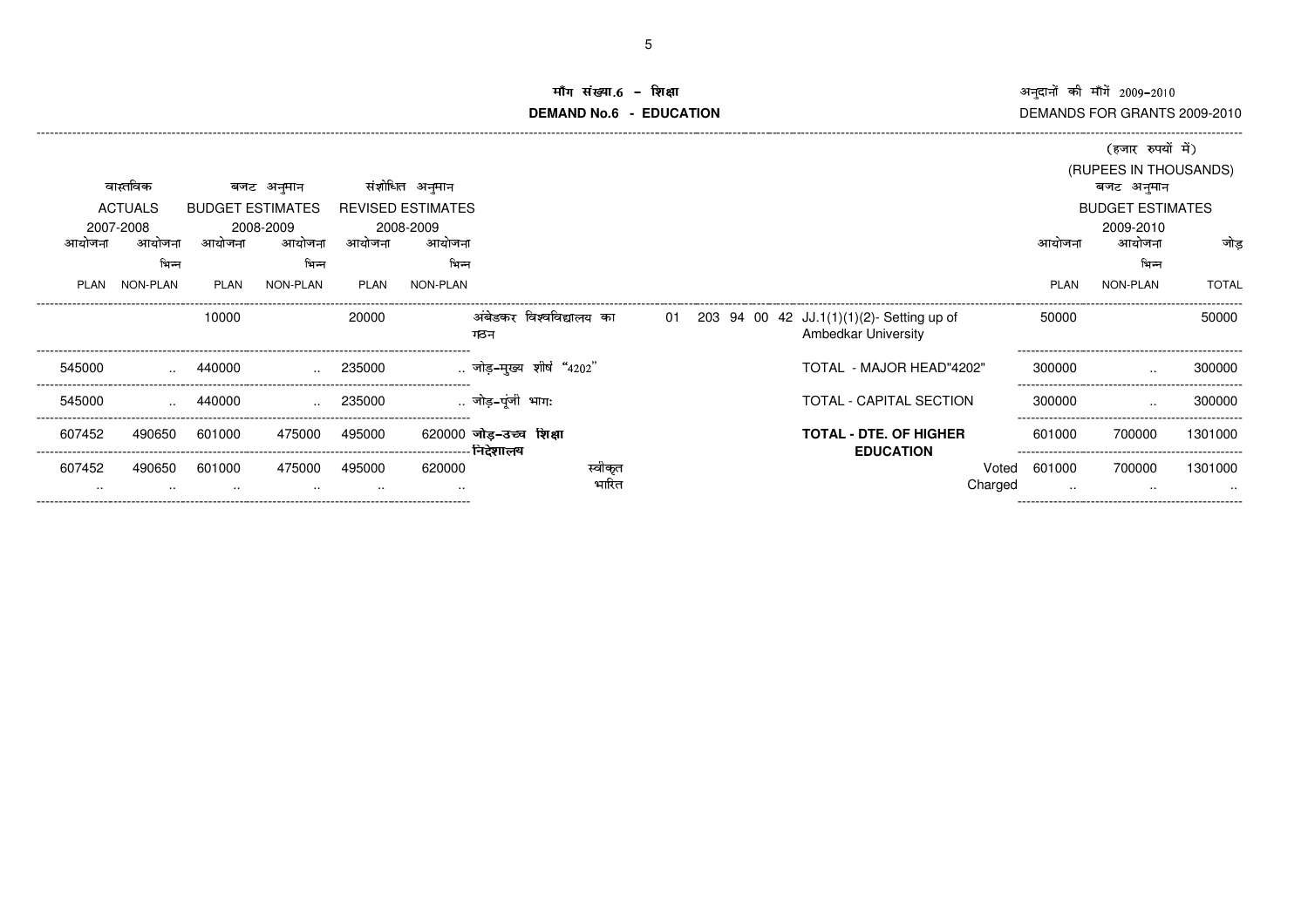**माँग संख्या.6 - शिक्षा**

**DEMAND No.6 - EDUCATION**

अनुदानों की माँगें 2009-2010

DEMANDS FOR GRANTS 2009-2010

(हजार रुपयों में)

(RUPEES IN THOUSANDS)

| वास्तविक ACTUALS 2007-2008 | | बजट अनुमान BUDGET ESTIMATES 2008-2009 | | संशोधित अनुमान REVISED ESTIMATES 2008-2009 | | | | | बजट अनुमान BUDGET ESTIMATES 2009-2010 | | |
|---|---|---|---|---|---|---|---|---|---|---|---|
| आयोजना PLAN | आयोजना भिन्न NON-PLAN | आयोजना PLAN | आयोजना भिन्न NON-PLAN | आयोजना PLAN | आयोजना भिन्न NON-PLAN | | | | आयोजना PLAN | आयोजना भिन्न NON-PLAN | जोड़ TOTAL |
| | | 10000 | | 20000 | | अंबेडकर विश्वविद्यालय का गठन | 01 203 94 00 42 | JJ.1(1)(1)(2)- Setting up of Ambedkar University | 50000 | | 50000 |
| 545000 | .. | 440000 | .. | 235000 | .. | जोड़-मुख्य शीर्ष "4202" | | TOTAL - MAJOR HEAD"4202" | 300000 | .. | 300000 |
| 545000 | .. | 440000 | .. | 235000 | .. | जोड़-पूंजी भाग: | | TOTAL - CAPITAL SECTION | 300000 | .. | 300000 |
| 607452 | 490650 | 601000 | 475000 | 495000 | 620000 | **जोड़-उच्च शिक्षा निदेशालय** | | **TOTAL - DTE. OF HIGHER EDUCATION** | 601000 | 700000 | 1301000 |
| 607452 | 490650 | 601000 | 475000 | 495000 | 620000 | स्वीकृत | | Voted | 601000 | 700000 | 1301000 |
| .. | .. | .. | .. | .. | .. | भारित | | Charged | .. | .. | .. |